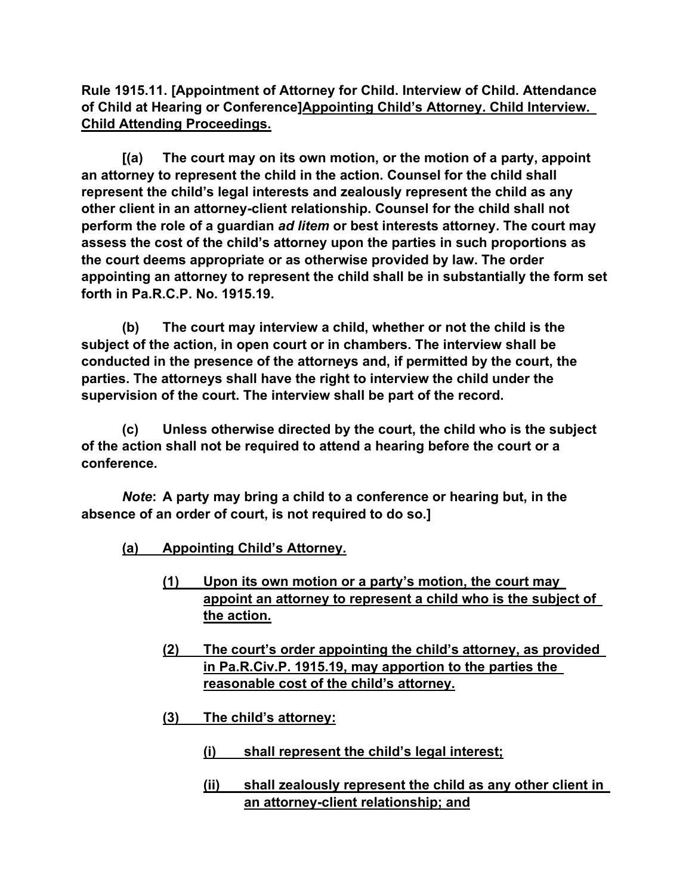**Rule 1915.11. [Appointment of Attorney for Child. Interview of Child. Attendance of Child at Hearing or Conference]<u>Appointing Child's Attorney. Child Interview. Child Attending Proceedings.</u>**

**[(a) The court may on its own motion, or the motion of a party, appoint an attorney to represent the child in the action. Counsel for the child shall represent the child's legal interests and zealously represent the child as any other client in an attorney-client relationship. Counsel for the child shall not perform the role of a guardian *ad litem* or best interests attorney. The court may assess the cost of the child's attorney upon the parties in such proportions as the court deems appropriate or as otherwise provided by law. The order appointing an attorney to represent the child shall be in substantially the form set forth in Pa.R.C.P. No. 1915.19.**

**(b) The court may interview a child, whether or not the child is the subject of the action, in open court or in chambers. The interview shall be conducted in the presence of the attorneys and, if permitted by the court, the parties. The attorneys shall have the right to interview the child under the supervision of the court. The interview shall be part of the record.**

**(c) Unless otherwise directed by the court, the child who is the subject of the action shall not be required to attend a hearing before the court or a conference.**

***Note*: A party may bring a child to a conference or hearing but, in the absence of an order of court, is not required to do so.]**

**<u>(a) Appointing Child's Attorney.</u>**

**<u>(1) Upon its own motion or a party's motion, the court may appoint an attorney to represent a child who is the subject of the action.</u>**

**<u>(2) The court's order appointing the child's attorney, as provided in Pa.R.Civ.P. 1915.19, may apportion to the parties the reasonable cost of the child's attorney.</u>**

**<u>(3) The child's attorney:</u>**

**<u>(i) shall represent the child's legal interest;</u>**

**<u>(ii) shall zealously represent the child as any other client in an attorney-client relationship; and</u>**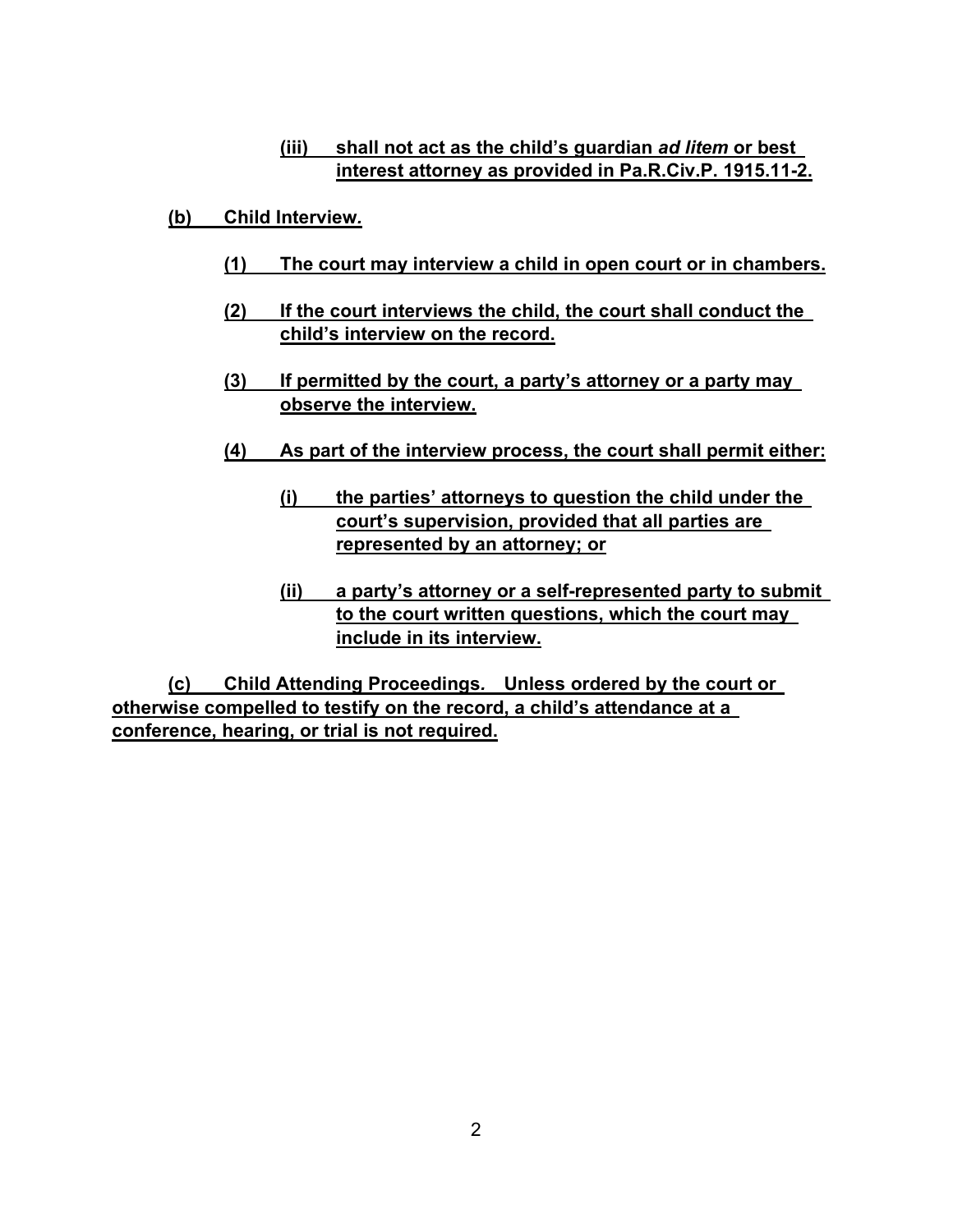(iii) shall not act as the child's guardian *ad litem* or best interest attorney as provided in Pa.R.Civ.P. 1915.11-2.

**(b) Child Interview.**

**(1) The court may interview a child in open court or in chambers.**

**(2) If the court interviews the child, the court shall conduct the child's interview on the record.**

**(3) If permitted by the court, a party's attorney or a party may observe the interview.**

**(4) As part of the interview process, the court shall permit either:**

**(i) the parties' attorneys to question the child under the court's supervision, provided that all parties are represented by an attorney; or**

**(ii) a party's attorney or a self-represented party to submit to the court written questions, which the court may include in its interview.**

**(c) Child Attending Proceedings. Unless ordered by the court or otherwise compelled to testify on the record, a child's attendance at a conference, hearing, or trial is not required.**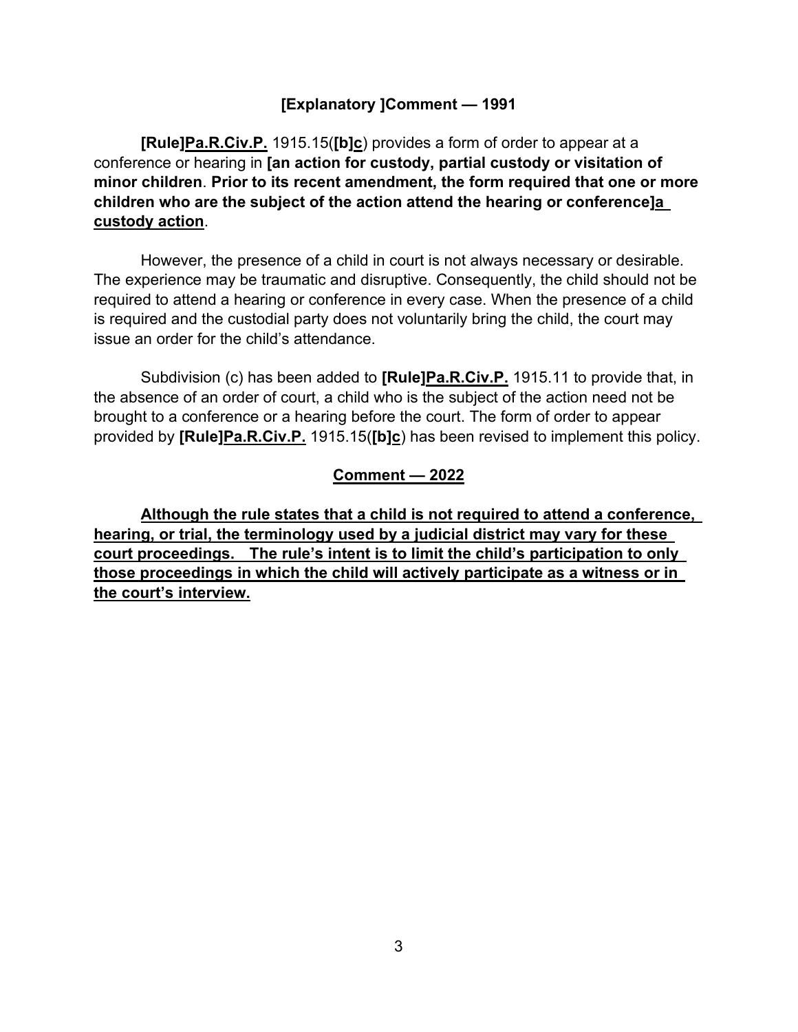**[Explanatory ]Comment — 1991**

**[Rule]<u>Pa.R.Civ.P.</u>** 1915.15(**[b]<u>c</u>**) provides a form of order to appear at a conference or hearing in **[an action for custody, partial custody or visitation of minor children**. **Prior to its recent amendment, the form required that one or more children who are the subject of the action attend the hearing or conference]<u>a custody action</u>**.

However, the presence of a child in court is not always necessary or desirable. The experience may be traumatic and disruptive. Consequently, the child should not be required to attend a hearing or conference in every case. When the presence of a child is required and the custodial party does not voluntarily bring the child, the court may issue an order for the child's attendance.

Subdivision (c) has been added to **[Rule]<u>Pa.R.Civ.P.</u>** 1915.11 to provide that, in the absence of an order of court, a child who is the subject of the action need not be brought to a conference or a hearing before the court. The form of order to appear provided by **[Rule]<u>Pa.R.Civ.P.</u>** 1915.15(**[b]<u>c</u>**) has been revised to implement this policy.

**<u>Comment — 2022</u>**

**<u>Although the rule states that a child is not required to attend a conference, hearing, or trial, the terminology used by a judicial district may vary for these court proceedings. The rule's intent is to limit the child's participation to only those proceedings in which the child will actively participate as a witness or in the court's interview.</u>**